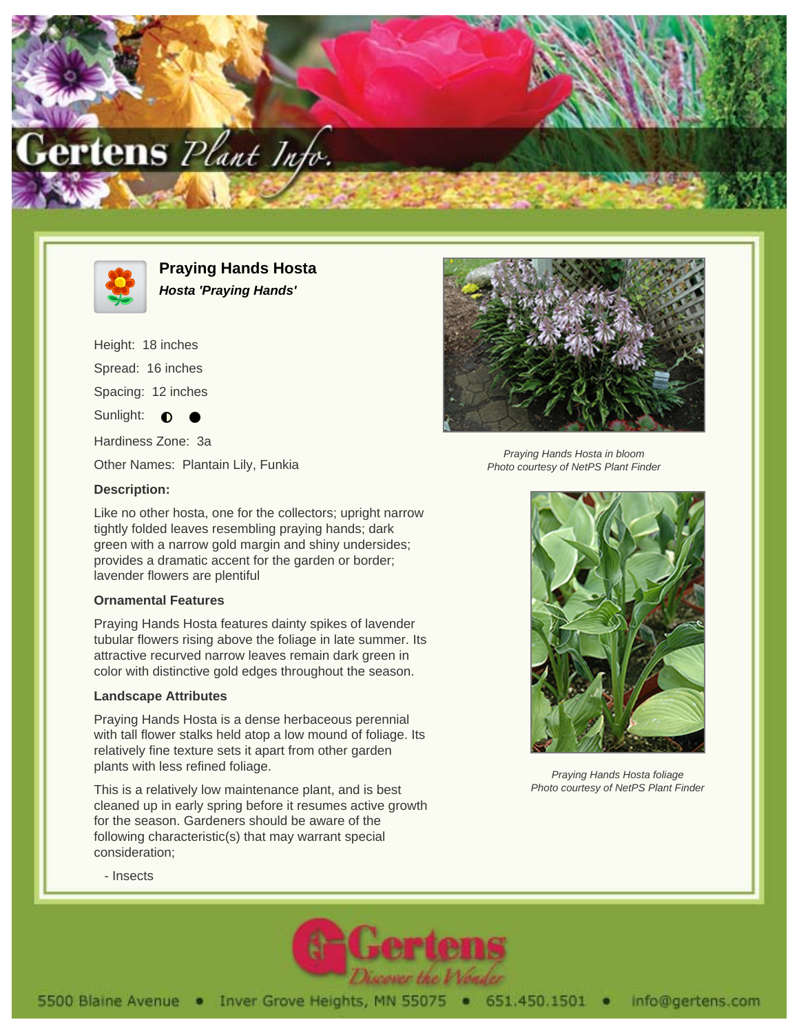# Praying Hands Hosta

***Hosta 'Praying Hands'***

Height: 18 inches

Spread: 16 inches

Spacing: 12 inches

Sunlight: ◐ ●

Hardiness Zone: 3a

Other Names: Plantain Lily, Funkia

### Description:

Like no other hosta, one for the collectors; upright narrow tightly folded leaves resembling praying hands; dark green with a narrow gold margin and shiny undersides; provides a dramatic accent for the garden or border; lavender flowers are plentiful

### Ornamental Features

Praying Hands Hosta features dainty spikes of lavender tubular flowers rising above the foliage in late summer. Its attractive recurved narrow leaves remain dark green in color with distinctive gold edges throughout the season.

### Landscape Attributes

Praying Hands Hosta is a dense herbaceous perennial with tall flower stalks held atop a low mound of foliage. Its relatively fine texture sets it apart from other garden plants with less refined foliage.

This is a relatively low maintenance plant, and is best cleaned up in early spring before it resumes active growth for the season. Gardeners should be aware of the following characteristic(s) that may warrant special consideration;

- Insects

*Praying Hands Hosta in bloom*
*Photo courtesy of NetPS Plant Finder*

*Praying Hands Hosta foliage*
*Photo courtesy of NetPS Plant Finder*

5500 Blaine Avenue • Inver Grove Heights, MN 55075 • 651.450.1501 • info@gertens.com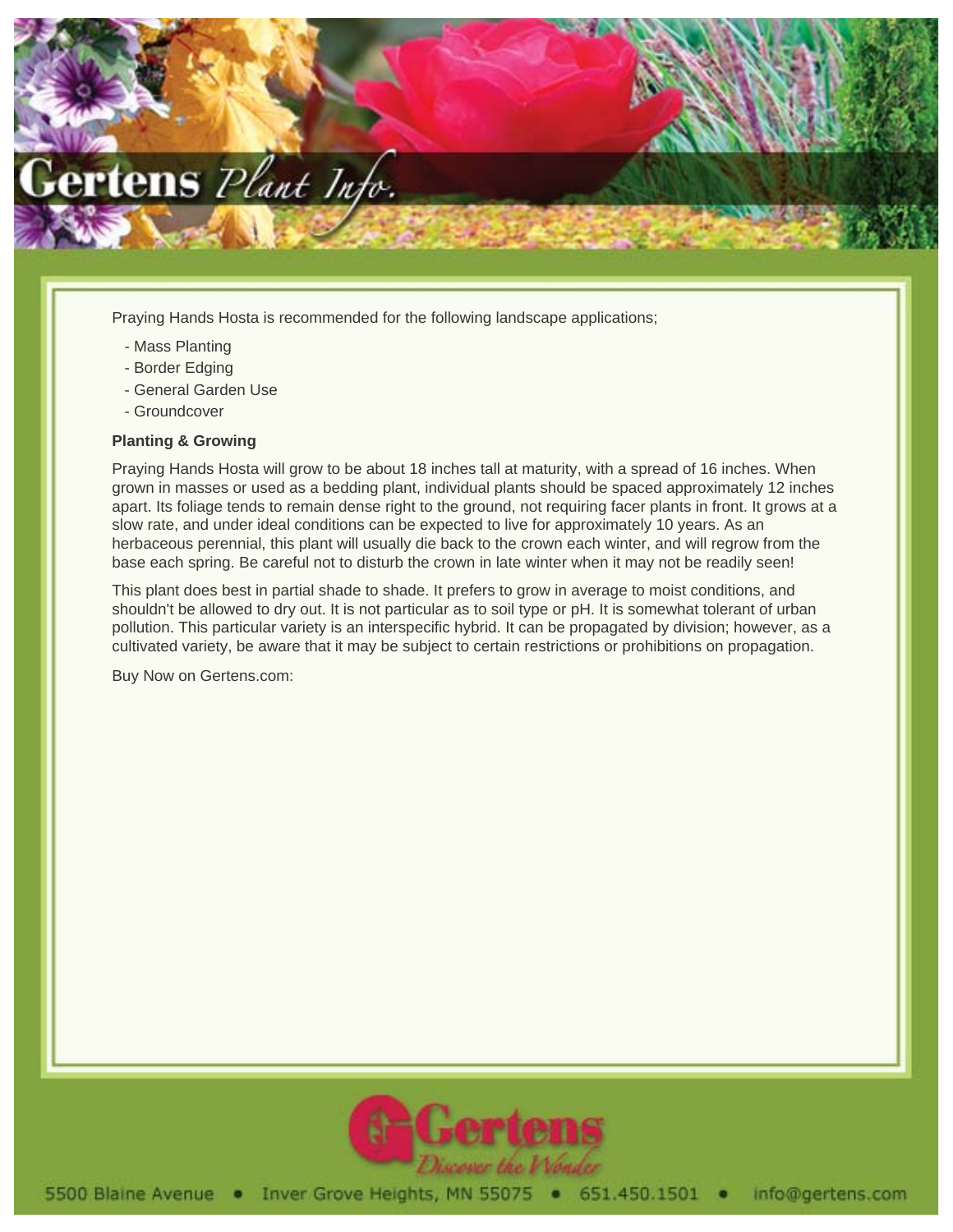Praying Hands Hosta is recommended for the following landscape applications;

- Mass Planting
- Border Edging
- General Garden Use
- Groundcover

**Planting & Growing**

Praying Hands Hosta will grow to be about 18 inches tall at maturity, with a spread of 16 inches. When grown in masses or used as a bedding plant, individual plants should be spaced approximately 12 inches apart. Its foliage tends to remain dense right to the ground, not requiring facer plants in front. It grows at a slow rate, and under ideal conditions can be expected to live for approximately 10 years. As an herbaceous perennial, this plant will usually die back to the crown each winter, and will regrow from the base each spring. Be careful not to disturb the crown in late winter when it may not be readily seen!

This plant does best in partial shade to shade. It prefers to grow in average to moist conditions, and shouldn't be allowed to dry out. It is not particular as to soil type or pH. It is somewhat tolerant of urban pollution. This particular variety is an interspecific hybrid. It can be propagated by division; however, as a cultivated variety, be aware that it may be subject to certain restrictions or prohibitions on propagation.

Buy Now on Gertens.com: